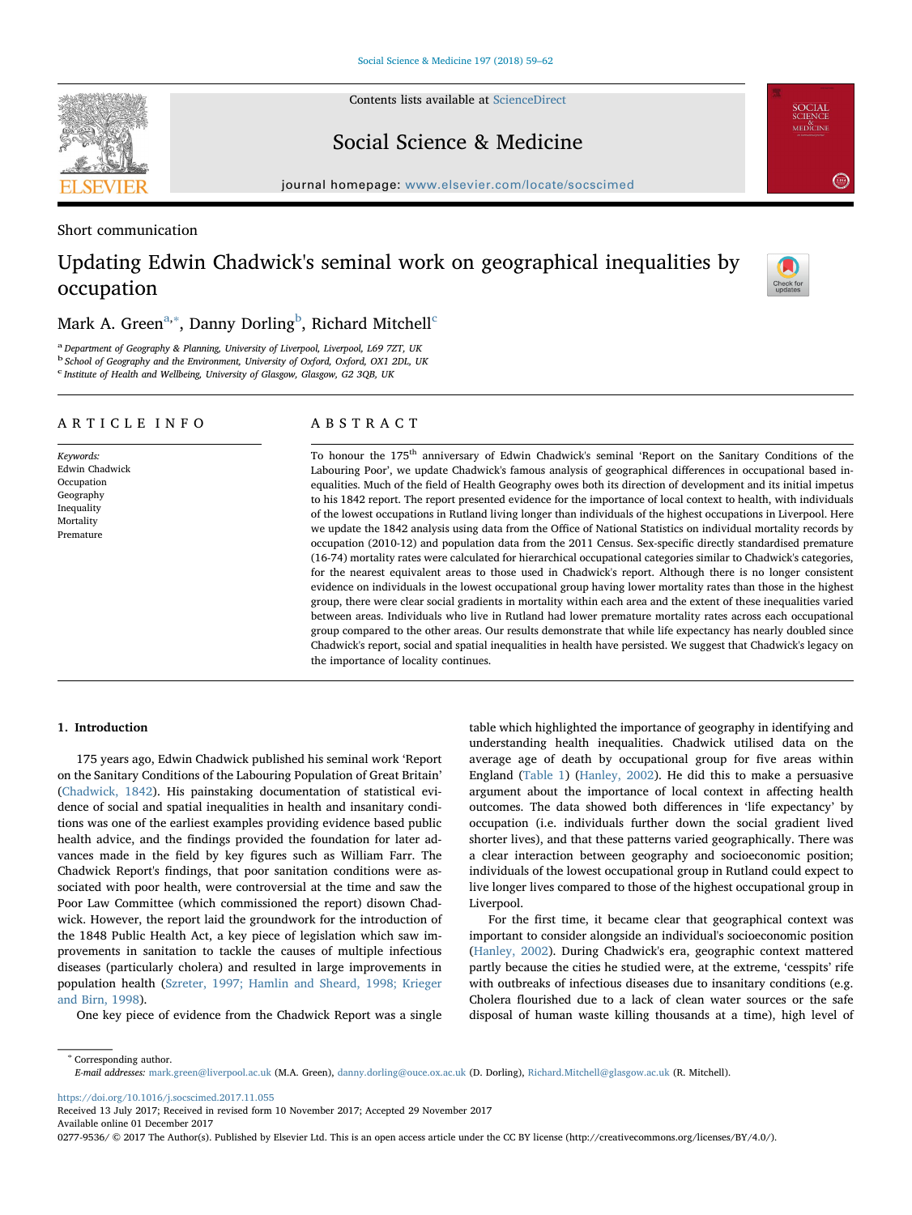Short communication

# Updating Edwin Chadwick's seminal work on geographical inequalities by occupation

Mark A. Green[a,*], Danny Dorling[b], Richard Mitchell[c]

[a] Department of Geography & Planning, University of Liverpool, Liverpool, L69 7ZT, UK
[b] School of Geography and the Environment, University of Oxford, Oxford, OX1 2DL, UK
[c] Institute of Health and Wellbeing, University of Glasgow, Glasgow, G2 3QB, UK

## ARTICLE INFO

*Keywords:*
Edwin Chadwick
Occupation
Geography
Inequality
Mortality
Premature

## ABSTRACT

To honour the 175th anniversary of Edwin Chadwick's seminal 'Report on the Sanitary Conditions of the Labouring Poor', we update Chadwick's famous analysis of geographical differences in occupational based inequalities. Much of the field of Health Geography owes both its direction of development and its initial impetus to his 1842 report. The report presented evidence for the importance of local context to health, with individuals of the lowest occupations in Rutland living longer than individuals of the highest occupations in Liverpool. Here we update the 1842 analysis using data from the Office of National Statistics on individual mortality records by occupation (2010-12) and population data from the 2011 Census. Sex-specific directly standardised premature (16-74) mortality rates were calculated for hierarchical occupational categories similar to Chadwick's categories, for the nearest equivalent areas to those used in Chadwick's report. Although there is no longer consistent evidence on individuals in the lowest occupational group having lower mortality rates than those in the highest group, there were clear social gradients in mortality within each area and the extent of these inequalities varied between areas. Individuals who live in Rutland had lower premature mortality rates across each occupational group compared to the other areas. Our results demonstrate that while life expectancy has nearly doubled since Chadwick's report, social and spatial inequalities in health have persisted. We suggest that Chadwick's legacy on the importance of locality continues.

## 1. Introduction

175 years ago, Edwin Chadwick published his seminal work 'Report on the Sanitary Conditions of the Labouring Population of Great Britain' (Chadwick, 1842). His painstaking documentation of statistical evidence of social and spatial inequalities in health and insanitary conditions was one of the earliest examples providing evidence based public health advice, and the findings provided the foundation for later advances made in the field by key figures such as William Farr. The Chadwick Report's findings, that poor sanitation conditions were associated with poor health, were controversial at the time and saw the Poor Law Committee (which commissioned the report) disown Chadwick. However, the report laid the groundwork for the introduction of the 1848 Public Health Act, a key piece of legislation which saw improvements in sanitation to tackle the causes of multiple infectious diseases (particularly cholera) and resulted in large improvements in population health (Szreter, 1997; Hamlin and Sheard, 1998; Krieger and Birn, 1998).

One key piece of evidence from the Chadwick Report was a single table which highlighted the importance of geography in identifying and understanding health inequalities. Chadwick utilised data on the average age of death by occupational group for five areas within England (Table 1) (Hanley, 2002). He did this to make a persuasive argument about the importance of local context in affecting health outcomes. The data showed both differences in 'life expectancy' by occupation (i.e. individuals further down the social gradient lived shorter lives), and that these patterns varied geographically. There was a clear interaction between geography and socioeconomic position; individuals of the lowest occupational group in Rutland could expect to live longer lives compared to those of the highest occupational group in Liverpool.

For the first time, it became clear that geographical context was important to consider alongside an individual's socioeconomic position (Hanley, 2002). During Chadwick's era, geographic context mattered partly because the cities he studied were, at the extreme, 'cesspits' rife with outbreaks of infectious diseases due to insanitary conditions (e.g. Cholera flourished due to a lack of clean water sources or the safe disposal of human waste killing thousands at a time), high level of

\* Corresponding author.
*E-mail addresses:* mark.green@liverpool.ac.uk (M.A. Green), danny.dorling@ouce.ox.ac.uk (D. Dorling), Richard.Mitchell@glasgow.ac.uk (R. Mitchell).

https://doi.org/10.1016/j.socscimed.2017.11.055
Received 13 July 2017; Received in revised form 10 November 2017; Accepted 29 November 2017
Available online 01 December 2017
0277-9536/ © 2017 The Author(s). Published by Elsevier Ltd. This is an open access article under the CC BY license (http://creativecommons.org/licenses/BY/4.0/).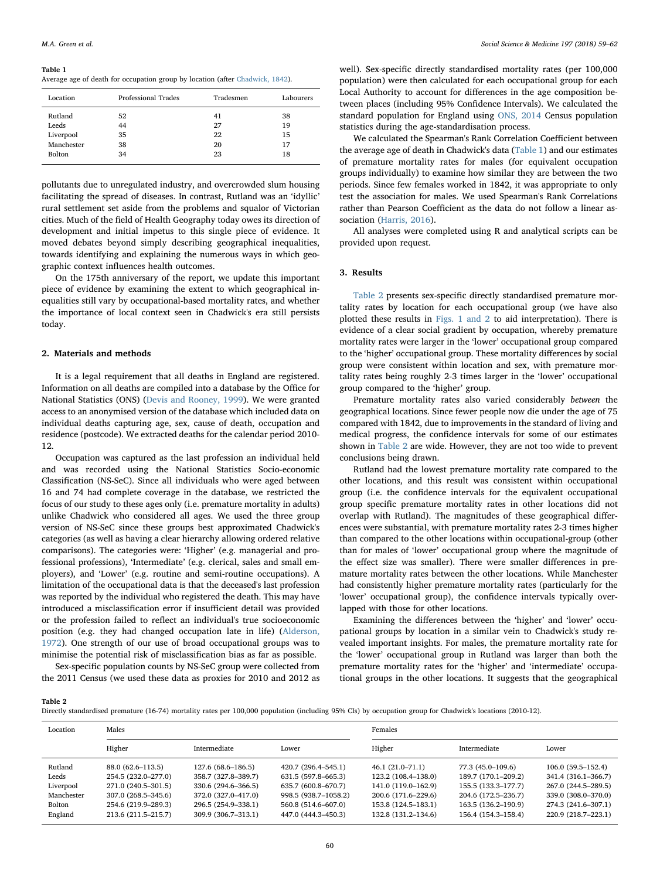**Table 1**
Average age of death for occupation group by location (after Chadwick, 1842).

| Location | Professional Trades | Tradesmen | Labourers |
| --- | --- | --- | --- |
| Rutland | 52 | 41 | 38 |
| Leeds | 44 | 27 | 19 |
| Liverpool | 35 | 22 | 15 |
| Manchester | 38 | 20 | 17 |
| Bolton | 34 | 23 | 18 |

pollutants due to unregulated industry, and overcrowded slum housing facilitating the spread of diseases. In contrast, Rutland was an 'idyllic' rural settlement set aside from the problems and squalor of Victorian cities. Much of the field of Health Geography today owes its direction of development and initial impetus to this single piece of evidence. It moved debates beyond simply describing geographical inequalities, towards identifying and explaining the numerous ways in which geographic context influences health outcomes.

On the 175th anniversary of the report, we update this important piece of evidence by examining the extent to which geographical inequalities still vary by occupational-based mortality rates, and whether the importance of local context seen in Chadwick's era still persists today.

## 2. Materials and methods

It is a legal requirement that all deaths in England are registered. Information on all deaths are compiled into a database by the Office for National Statistics (ONS) (Devis and Rooney, 1999). We were granted access to an anonymised version of the database which included data on individual deaths capturing age, sex, cause of death, occupation and residence (postcode). We extracted deaths for the calendar period 2010-12.

Occupation was captured as the last profession an individual held and was recorded using the National Statistics Socio-economic Classification (NS-SeC). Since all individuals who were aged between 16 and 74 had complete coverage in the database, we restricted the focus of our study to these ages only (i.e. premature mortality in adults) unlike Chadwick who considered all ages. We used the three group version of NS-SeC since these groups best approximated Chadwick's categories (as well as having a clear hierarchy allowing ordered relative comparisons). The categories were: 'Higher' (e.g. managerial and professional professions), 'Intermediate' (e.g. clerical, sales and small employers), and 'Lower' (e.g. routine and semi-routine occupations). A limitation of the occupational data is that the deceased's last profession was reported by the individual who registered the death. This may have introduced a misclassification error if insufficient detail was provided or the profession failed to reflect an individual's true socioeconomic position (e.g. they had changed occupation late in life) (Alderson, 1972). One strength of our use of broad occupational groups was to minimise the potential risk of misclassification bias as far as possible.

Sex-specific population counts by NS-SeC group were collected from the 2011 Census (we used these data as proxies for 2010 and 2012 as well). Sex-specific directly standardised mortality rates (per 100,000 population) were then calculated for each occupational group for each Local Authority to account for differences in the age composition between places (including 95% Confidence Intervals). We calculated the standard population for England using ONS, 2014 Census population statistics during the age-standardisation process.

We calculated the Spearman's Rank Correlation Coefficient between the average age of death in Chadwick's data (Table 1) and our estimates of premature mortality rates for males (for equivalent occupation groups individually) to examine how similar they are between the two periods. Since few females worked in 1842, it was appropriate to only test the association for males. We used Spearman's Rank Correlations rather than Pearson Coefficient as the data do not follow a linear association (Harris, 2016).

All analyses were completed using R and analytical scripts can be provided upon request.

## 3. Results

Table 2 presents sex-specific directly standardised premature mortality rates by location for each occupational group (we have also plotted these results in Figs. 1 and 2 to aid interpretation). There is evidence of a clear social gradient by occupation, whereby premature mortality rates were larger in the 'lower' occupational group compared to the 'higher' occupational group. These mortality differences by social group were consistent within location and sex, with premature mortality rates being roughly 2-3 times larger in the 'lower' occupational group compared to the 'higher' group.

Premature mortality rates also varied considerably *between* the geographical locations. Since fewer people now die under the age of 75 compared with 1842, due to improvements in the standard of living and medical progress, the confidence intervals for some of our estimates shown in Table 2 are wide. However, they are not too wide to prevent conclusions being drawn.

Rutland had the lowest premature mortality rate compared to the other locations, and this result was consistent within occupational group (i.e. the confidence intervals for the equivalent occupational group specific premature mortality rates in other locations did not overlap with Rutland). The magnitudes of these geographical differences were substantial, with premature mortality rates 2-3 times higher than compared to the other locations within occupational-group (other than for males of 'lower' occupational group where the magnitude of the effect size was smaller). There were smaller differences in premature mortality rates between the other locations. While Manchester had consistently higher premature mortality rates (particularly for the 'lower' occupational group), the confidence intervals typically overlapped with those for other locations.

Examining the differences between the 'higher' and 'lower' occupational groups by location in a similar vein to Chadwick's study revealed important insights. For males, the premature mortality rate for the 'lower' occupational group in Rutland was larger than both the premature mortality rates for the 'higher' and 'intermediate' occupational groups in the other locations. It suggests that the geographical

**Table 2**
Directly standardised premature (16-74) mortality rates per 100,000 population (including 95% CIs) by occupation group for Chadwick's locations (2010-12).

| Location | Males | | | Females | | |
| --- | --- | --- | --- | --- | --- | --- |
| | Higher | Intermediate | Lower | Higher | Intermediate | Lower |
| Rutland | 88.0 (62.6–113.5) | 127.6 (68.6–186.5) | 420.7 (296.4–545.1) | 46.1 (21.0–71.1) | 77.3 (45.0–109.6) | 106.0 (59.5–152.4) |
| Leeds | 254.5 (232.0–277.0) | 358.7 (327.8–389.7) | 631.5 (597.8–665.3) | 123.2 (108.4–138.0) | 189.7 (170.1–209.2) | 341.4 (316.1–366.7) |
| Liverpool | 271.0 (240.5–301.5) | 330.6 (294.6–366.5) | 635.7 (600.8–670.7) | 141.0 (119.0–162.9) | 155.5 (133.3–177.7) | 267.0 (244.5–289.5) |
| Manchester | 307.0 (268.5–345.6) | 372.0 (327.0–417.0) | 998.5 (938.7–1058.2) | 200.6 (171.6–229.6) | 204.6 (172.5–236.7) | 339.0 (308.0–370.0) |
| Bolton | 254.6 (219.9–289.3) | 296.5 (254.9–338.1) | 560.8 (514.6–607.0) | 153.8 (124.5–183.1) | 163.5 (136.2–190.9) | 274.3 (241.6–307.1) |
| England | 213.6 (211.5–215.7) | 309.9 (306.7–313.1) | 447.0 (444.3–450.3) | 132.8 (131.2–134.6) | 156.4 (154.3–158.4) | 220.9 (218.7–223.1) |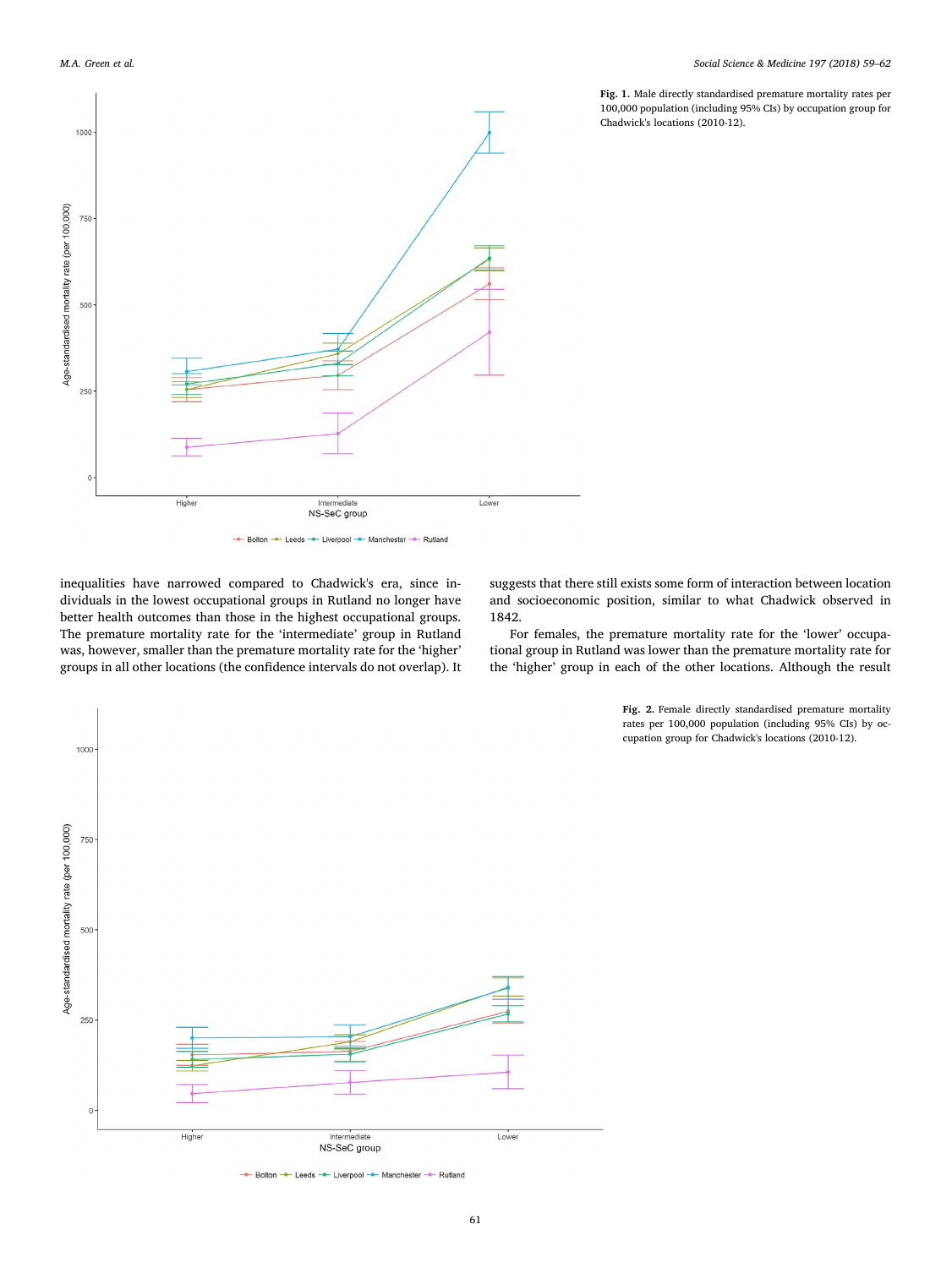Fig. 1. Male directly standardised premature mortality rates per 100,000 population (including 95% CIs) by occupation group for Chadwick's locations (2010-12).

inequalities have narrowed compared to Chadwick's era, since individuals in the lowest occupational groups in Rutland no longer have better health outcomes than those in the highest occupational groups. The premature mortality rate for the 'intermediate' group in Rutland was, however, smaller than the premature mortality rate for the 'higher' groups in all other locations (the confidence intervals do not overlap). It suggests that there still exists some form of interaction between location and socioeconomic position, similar to what Chadwick observed in 1842.

For females, the premature mortality rate for the 'lower' occupational group in Rutland was lower than the premature mortality rate for the 'higher' group in each of the other locations. Although the result

Fig. 2. Female directly standardised premature mortality rates per 100,000 population (including 95% CIs) by occupation group for Chadwick's locations (2010-12).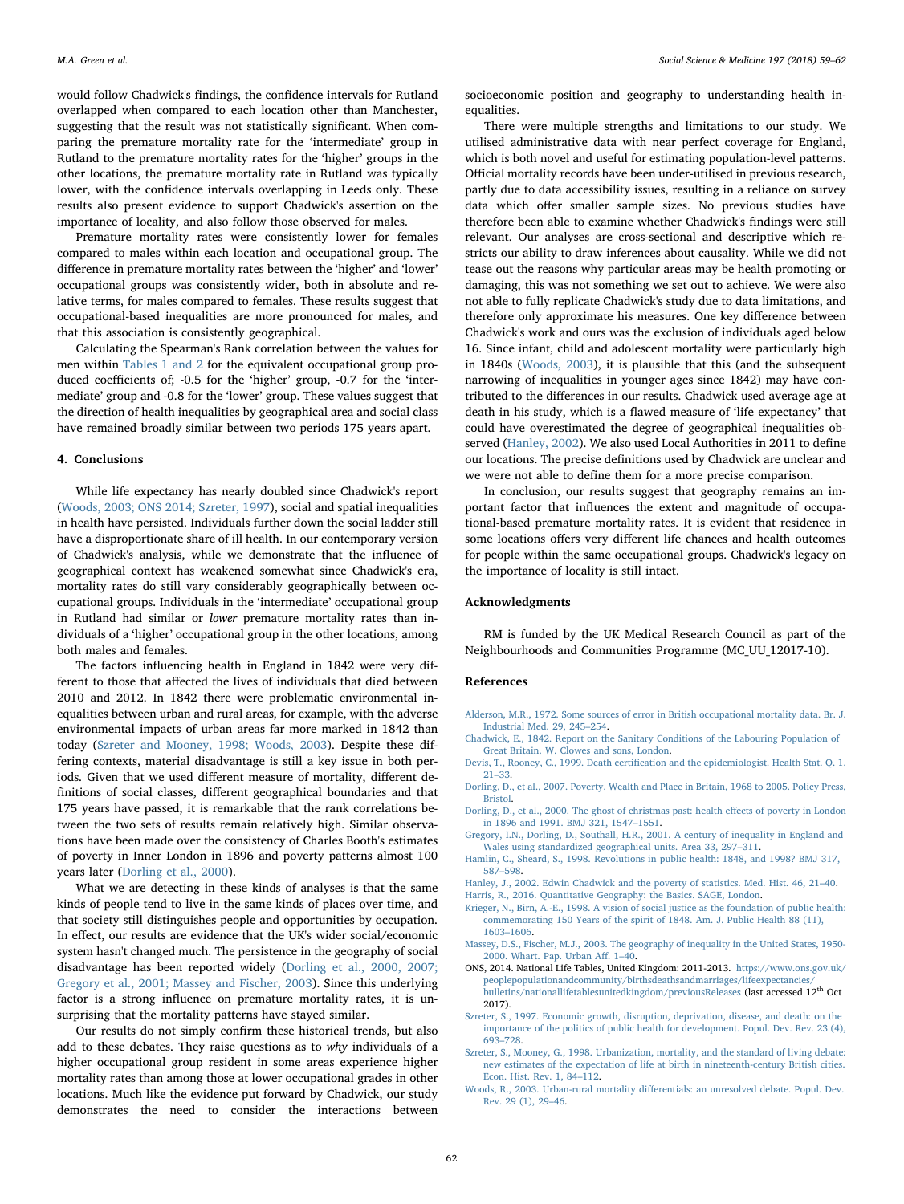would follow Chadwick's findings, the confidence intervals for Rutland overlapped when compared to each location other than Manchester, suggesting that the result was not statistically significant. When comparing the premature mortality rate for the 'intermediate' group in Rutland to the premature mortality rates for the 'higher' groups in the other locations, the premature mortality rate in Rutland was typically lower, with the confidence intervals overlapping in Leeds only. These results also present evidence to support Chadwick's assertion on the importance of locality, and also follow those observed for males.

Premature mortality rates were consistently lower for females compared to males within each location and occupational group. The difference in premature mortality rates between the 'higher' and 'lower' occupational groups was consistently wider, both in absolute and relative terms, for males compared to females. These results suggest that occupational-based inequalities are more pronounced for males, and that this association is consistently geographical.

Calculating the Spearman's Rank correlation between the values for men within Tables 1 and 2 for the equivalent occupational group produced coefficients of; -0.5 for the 'higher' group, -0.7 for the 'intermediate' group and -0.8 for the 'lower' group. These values suggest that the direction of health inequalities by geographical area and social class have remained broadly similar between two periods 175 years apart.

## 4. Conclusions

While life expectancy has nearly doubled since Chadwick's report (Woods, 2003; ONS 2014; Szreter, 1997), social and spatial inequalities in health have persisted. Individuals further down the social ladder still have a disproportionate share of ill health. In our contemporary version of Chadwick's analysis, while we demonstrate that the influence of geographical context has weakened somewhat since Chadwick's era, mortality rates do still vary considerably geographically between occupational groups. Individuals in the 'intermediate' occupational group in Rutland had similar or *lower* premature mortality rates than individuals of a 'higher' occupational group in the other locations, among both males and females.

The factors influencing health in England in 1842 were very different to those that affected the lives of individuals that died between 2010 and 2012. In 1842 there were problematic environmental inequalities between urban and rural areas, for example, with the adverse environmental impacts of urban areas far more marked in 1842 than today (Szreter and Mooney, 1998; Woods, 2003). Despite these differing contexts, material disadvantage is still a key issue in both periods. Given that we used different measure of mortality, different definitions of social classes, different geographical boundaries and that 175 years have passed, it is remarkable that the rank correlations between the two sets of results remain relatively high. Similar observations have been made over the consistency of Charles Booth's estimates of poverty in Inner London in 1896 and poverty patterns almost 100 years later (Dorling et al., 2000).

What we are detecting in these kinds of analyses is that the same kinds of people tend to live in the same kinds of places over time, and that society still distinguishes people and opportunities by occupation. In effect, our results are evidence that the UK's wider social/economic system hasn't changed much. The persistence in the geography of social disadvantage has been reported widely (Dorling et al., 2000, 2007; Gregory et al., 2001; Massey and Fischer, 2003). Since this underlying factor is a strong influence on premature mortality rates, it is unsurprising that the mortality patterns have stayed similar.

Our results do not simply confirm these historical trends, but also add to these debates. They raise questions as to *why* individuals of a higher occupational group resident in some areas experience higher mortality rates than among those at lower occupational grades in other locations. Much like the evidence put forward by Chadwick, our study demonstrates the need to consider the interactions between socioeconomic position and geography to understanding health inequalities.

There were multiple strengths and limitations to our study. We utilised administrative data with near perfect coverage for England, which is both novel and useful for estimating population-level patterns. Official mortality records have been under-utilised in previous research, partly due to data accessibility issues, resulting in a reliance on survey data which offer smaller sample sizes. No previous studies have therefore been able to examine whether Chadwick's findings were still relevant. Our analyses are cross-sectional and descriptive which restricts our ability to draw inferences about causality. While we did not tease out the reasons why particular areas may be health promoting or damaging, this was not something we set out to achieve. We were also not able to fully replicate Chadwick's study due to data limitations, and therefore only approximate his measures. One key difference between Chadwick's work and ours was the exclusion of individuals aged below 16. Since infant, child and adolescent mortality were particularly high in 1840s (Woods, 2003), it is plausible that this (and the subsequent narrowing of inequalities in younger ages since 1842) may have contributed to the differences in our results. Chadwick used average age at death in his study, which is a flawed measure of 'life expectancy' that could have overestimated the degree of geographical inequalities observed (Hanley, 2002). We also used Local Authorities in 2011 to define our locations. The precise definitions used by Chadwick are unclear and we were not able to define them for a more precise comparison.

In conclusion, our results suggest that geography remains an important factor that influences the extent and magnitude of occupational-based premature mortality rates. It is evident that residence in some locations offers very different life chances and health outcomes for people within the same occupational groups. Chadwick's legacy on the importance of locality is still intact.

## Acknowledgments

RM is funded by the UK Medical Research Council as part of the Neighbourhoods and Communities Programme (MC_UU_12017-10).

## References

Alderson, M.R., 1972. Some sources of error in British occupational mortality data. Br. J. Industrial Med. 29, 245–254.

Chadwick, E., 1842. Report on the Sanitary Conditions of the Labouring Population of Great Britain. W. Clowes and sons, London.

Devis, T., Rooney, C., 1999. Death certification and the epidemiologist. Health Stat. Q. 1, 21–33.

Dorling, D., et al., 2007. Poverty, Wealth and Place in Britain, 1968 to 2005. Policy Press, Bristol.

Dorling, D., et al., 2000. The ghost of christmas past: health effects of poverty in London in 1896 and 1991. BMJ 321, 1547–1551.

Gregory, I.N., Dorling, D., Southall, H.R., 2001. A century of inequality in England and Wales using standardized geographical units. Area 33, 297–311.

Hamlin, C., Sheard, S., 1998. Revolutions in public health: 1848, and 1998? BMJ 317, 587–598.

Hanley, J., 2002. Edwin Chadwick and the poverty of statistics. Med. Hist. 46, 21–40.

Harris, R., 2016. Quantitative Geography: the Basics. SAGE, London.

Krieger, N., Birn, A.-E., 1998. A vision of social justice as the foundation of public health: commemorating 150 Years of the spirit of 1848. Am. J. Public Health 88 (11), 1603–1606.

Massey, D.S., Fischer, M.J., 2003. The geography of inequality in the United States, 1950-2000. Whart. Pap. Urban Aff. 1–40.

ONS, 2014. National Life Tables, United Kingdom: 2011-2013. https://www.ons.gov.uk/peoplepopulationandcommunity/birthsdeathsandmarriages/lifeexpectancies/bulletins/nationallifetablesunitedkingdom/previousReleases (last accessed 12th Oct 2017).

Szreter, S., 1997. Economic growth, disruption, deprivation, disease, and death: on the importance of the politics of public health for development. Popul. Dev. Rev. 23 (4), 693–728.

Szreter, S., Mooney, G., 1998. Urbanization, mortality, and the standard of living debate: new estimates of the expectation of life at birth in nineteenth-century British cities. Econ. Hist. Rev. 1, 84–112.

Woods, R., 2003. Urban-rural mortality differentials: an unresolved debate. Popul. Dev. Rev. 29 (1), 29–46.